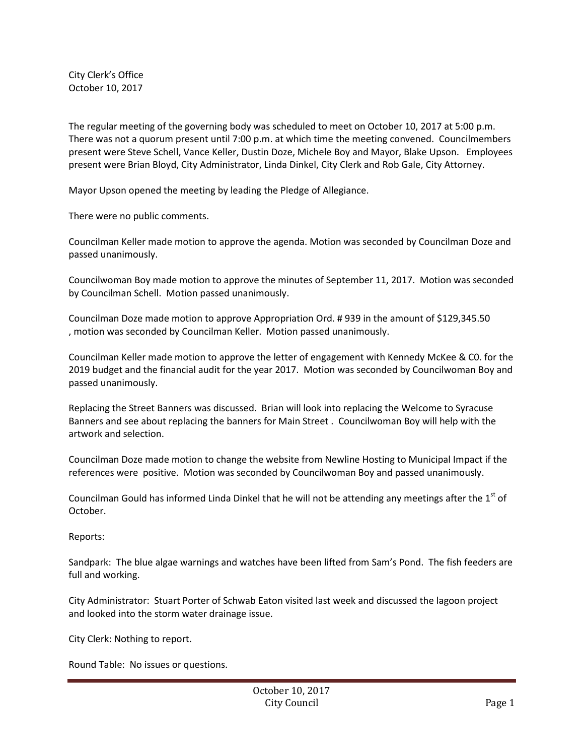City Clerk's Office
October 10, 2017

The regular meeting of the governing body was scheduled to meet on October 10, 2017 at 5:00 p.m. There was not a quorum present until 7:00 p.m. at which time the meeting convened. Councilmembers present were Steve Schell, Vance Keller, Dustin Doze, Michele Boy and Mayor, Blake Upson. Employees present were Brian Bloyd, City Administrator, Linda Dinkel, City Clerk and Rob Gale, City Attorney.

Mayor Upson opened the meeting by leading the Pledge of Allegiance.

There were no public comments.

Councilman Keller made motion to approve the agenda. Motion was seconded by Councilman Doze and passed unanimously.

Councilwoman Boy made motion to approve the minutes of September 11, 2017. Motion was seconded by Councilman Schell. Motion passed unanimously.

Councilman Doze made motion to approve Appropriation Ord. # 939 in the amount of $129,345.50 , motion was seconded by Councilman Keller. Motion passed unanimously.

Councilman Keller made motion to approve the letter of engagement with Kennedy McKee & C0. for the 2019 budget and the financial audit for the year 2017. Motion was seconded by Councilwoman Boy and passed unanimously.

Replacing the Street Banners was discussed. Brian will look into replacing the Welcome to Syracuse Banners and see about replacing the banners for Main Street . Councilwoman Boy will help with the artwork and selection.

Councilman Doze made motion to change the website from Newline Hosting to Municipal Impact if the references were positive. Motion was seconded by Councilwoman Boy and passed unanimously.

Councilman Gould has informed Linda Dinkel that he will not be attending any meetings after the 1st of October.

Reports:

Sandpark: The blue algae warnings and watches have been lifted from Sam's Pond. The fish feeders are full and working.

City Administrator: Stuart Porter of Schwab Eaton visited last week and discussed the lagoon project and looked into the storm water drainage issue.

City Clerk: Nothing to report.

Round Table: No issues or questions.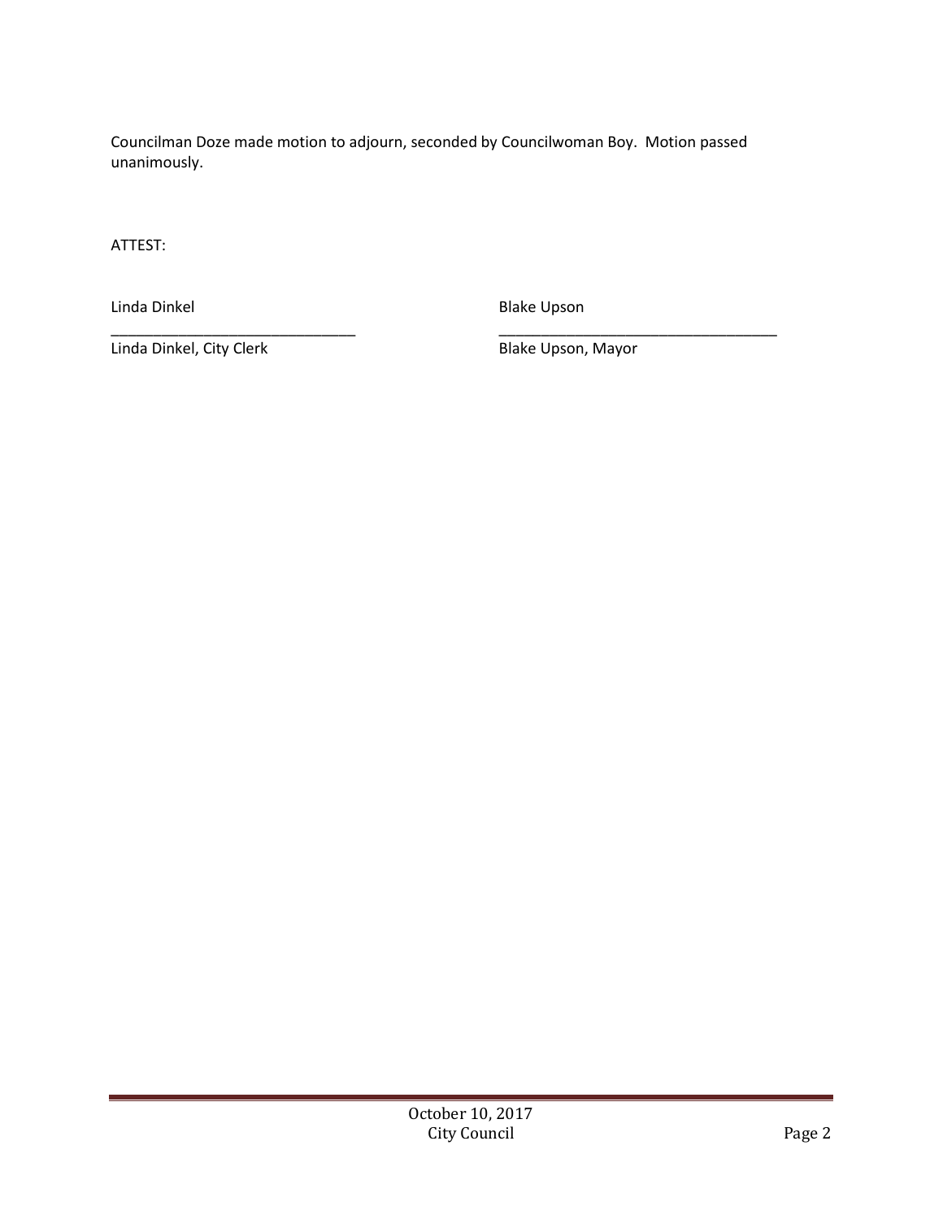Councilman Doze made motion to adjourn, seconded by Councilwoman Boy. Motion passed unanimously.

ATTEST:

| | |
|---|---|
| Linda Dinkel | Blake Upson |
| _______________________________ | ___________________________________ |
| Linda Dinkel, City Clerk | Blake Upson, Mayor |